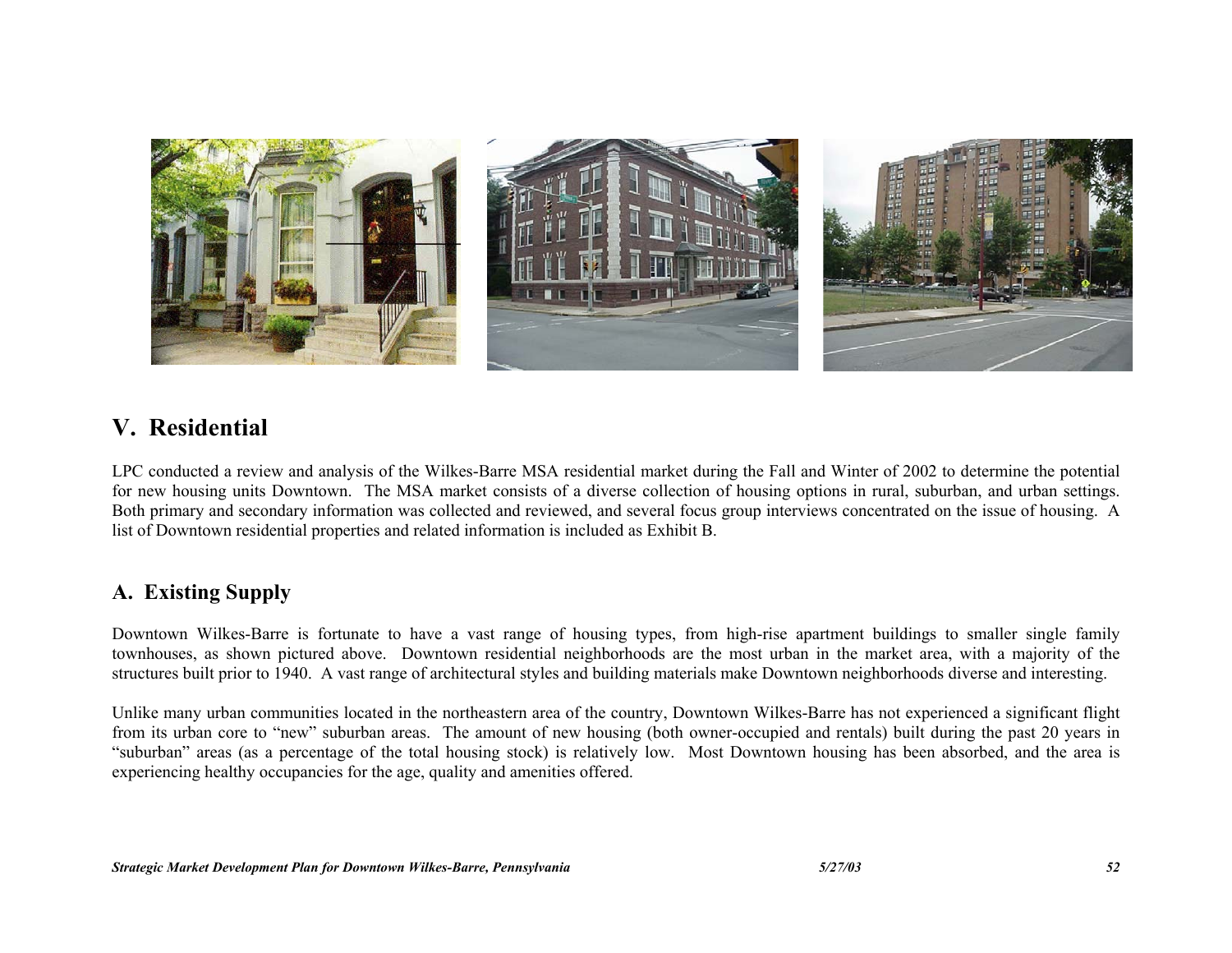# V. Residential

LPC conducted a review and analysis of the Wilkes-Barre MSA residential market during the Fall and Winter of 2002 to determine the potential for new housing units Downtown. The MSA market consists of a diverse collection of housing options in rural, suburban, and urban settings. Both primary and secondary information was collected and reviewed, and several focus group interviews concentrated on the issue of housing. A list of Downtown residential properties and related information is included as Exhibit B.

## A. Existing Supply

Downtown Wilkes-Barre is fortunate to have a vast range of housing types, from high-rise apartment buildings to smaller single family townhouses, as shown pictured above. Downtown residential neighborhoods are the most urban in the market area, with a majority of the structures built prior to 1940. A vast range of architectural styles and building materials make Downtown neighborhoods diverse and interesting.

Unlike many urban communities located in the northeastern area of the country, Downtown Wilkes-Barre has not experienced a significant flight from its urban core to "new" suburban areas. The amount of new housing (both owner-occupied and rentals) built during the past 20 years in "suburban" areas (as a percentage of the total housing stock) is relatively low. Most Downtown housing has been absorbed, and the area is experiencing healthy occupancies for the age, quality and amenities offered.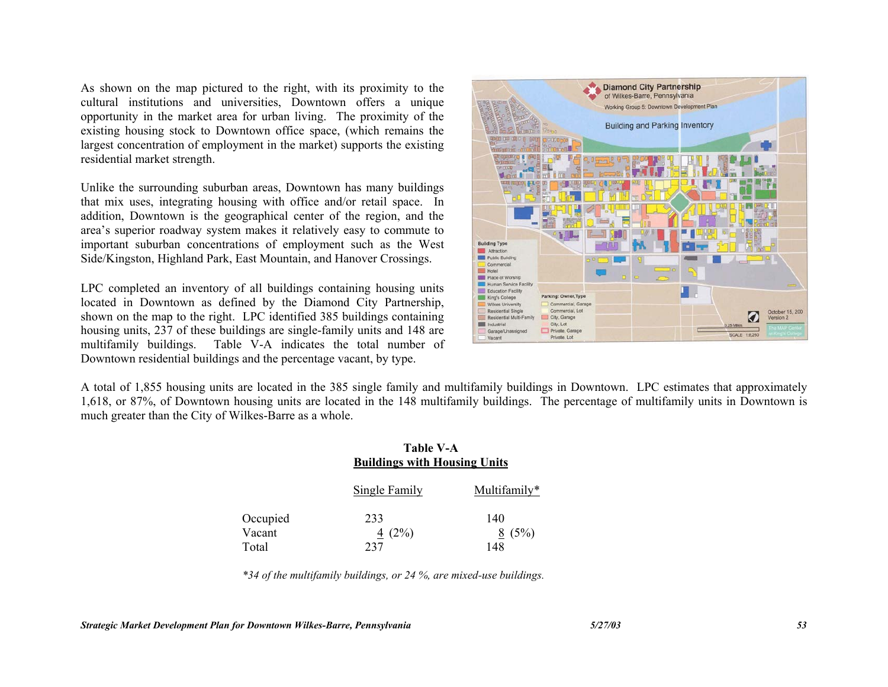As shown on the map pictured to the right, with its proximity to the cultural institutions and universities, Downtown offers a unique opportunity in the market area for urban living. The proximity of the existing housing stock to Downtown office space, (which remains the largest concentration of employment in the market) supports the existing residential market strength.

Unlike the surrounding suburban areas, Downtown has many buildings that mix uses, integrating housing with office and/or retail space. In addition, Downtown is the geographical center of the region, and the area's superior roadway system makes it relatively easy to commute to important suburban concentrations of employment such as the West Side/Kingston, Highland Park, East Mountain, and Hanover Crossings.

LPC completed an inventory of all buildings containing housing units located in Downtown as defined by the Diamond City Partnership, shown on the map to the right. LPC identified 385 buildings containing housing units, 237 of these buildings are single-family units and 148 are multifamily buildings. Table V-A indicates the total number of Downtown residential buildings and the percentage vacant, by type.

A total of 1,855 housing units are located in the 385 single family and multifamily buildings in Downtown. LPC estimates that approximately 1,618, or 87%, of Downtown housing units are located in the 148 multifamily buildings. The percentage of multifamily units in Downtown is much greater than the City of Wilkes-Barre as a whole.

**Table V-A**
**Buildings with Housing Units**

| | Single Family | Multifamily* |
|---|---|---|
| Occupied | 233 | 140 |
| Vacant | 4 (2%) | 8 (5%) |
| Total | 237 | 148 |

*\*34 of the multifamily buildings, or 24 %, are mixed-use buildings.*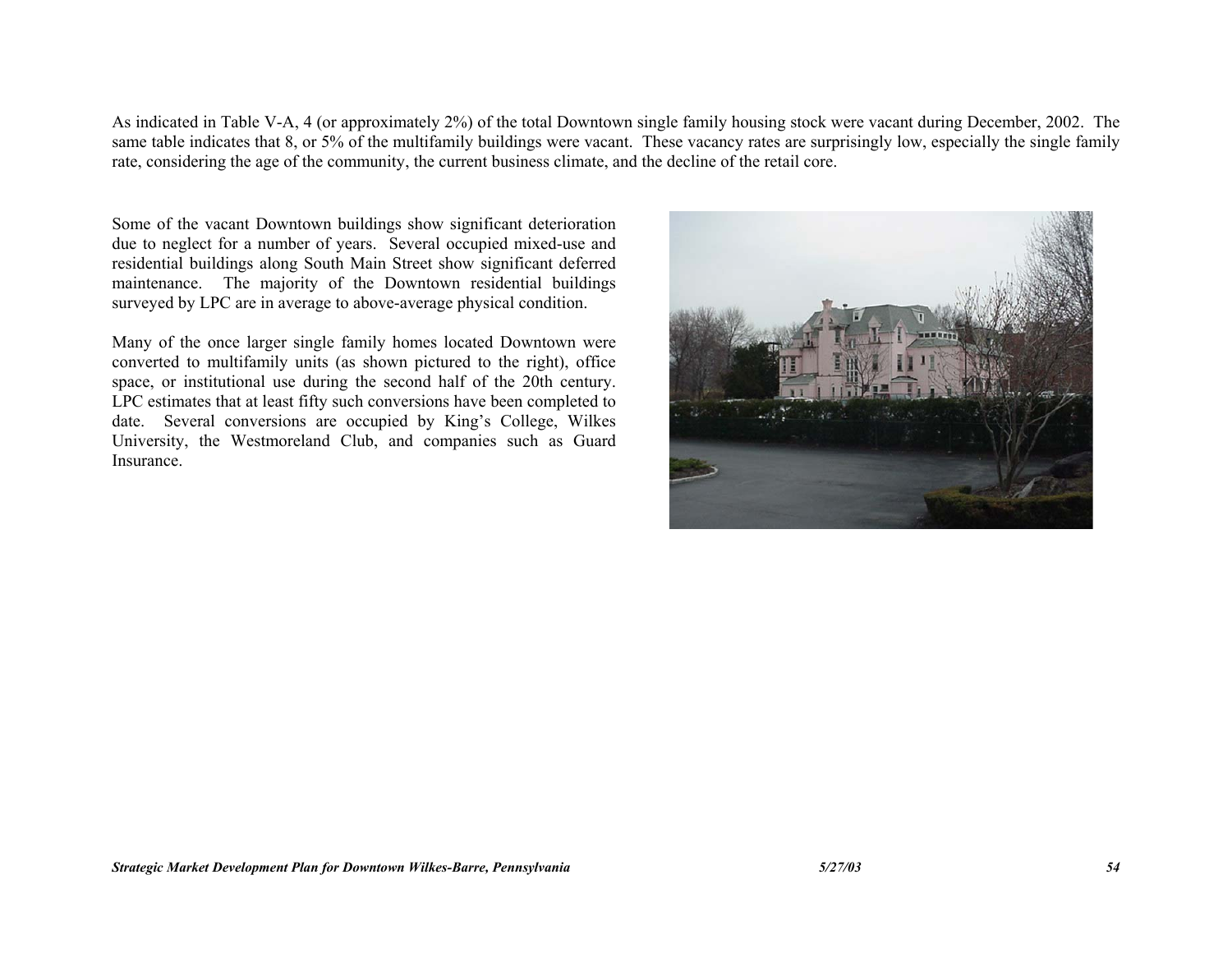As indicated in Table V-A, 4 (or approximately 2%) of the total Downtown single family housing stock were vacant during December, 2002. The same table indicates that 8, or 5% of the multifamily buildings were vacant. These vacancy rates are surprisingly low, especially the single family rate, considering the age of the community, the current business climate, and the decline of the retail core.

Some of the vacant Downtown buildings show significant deterioration due to neglect for a number of years. Several occupied mixed-use and residential buildings along South Main Street show significant deferred maintenance. The majority of the Downtown residential buildings surveyed by LPC are in average to above-average physical condition.

Many of the once larger single family homes located Downtown were converted to multifamily units (as shown pictured to the right), office space, or institutional use during the second half of the 20th century. LPC estimates that at least fifty such conversions have been completed to date. Several conversions are occupied by King's College, Wilkes University, the Westmoreland Club, and companies such as Guard Insurance.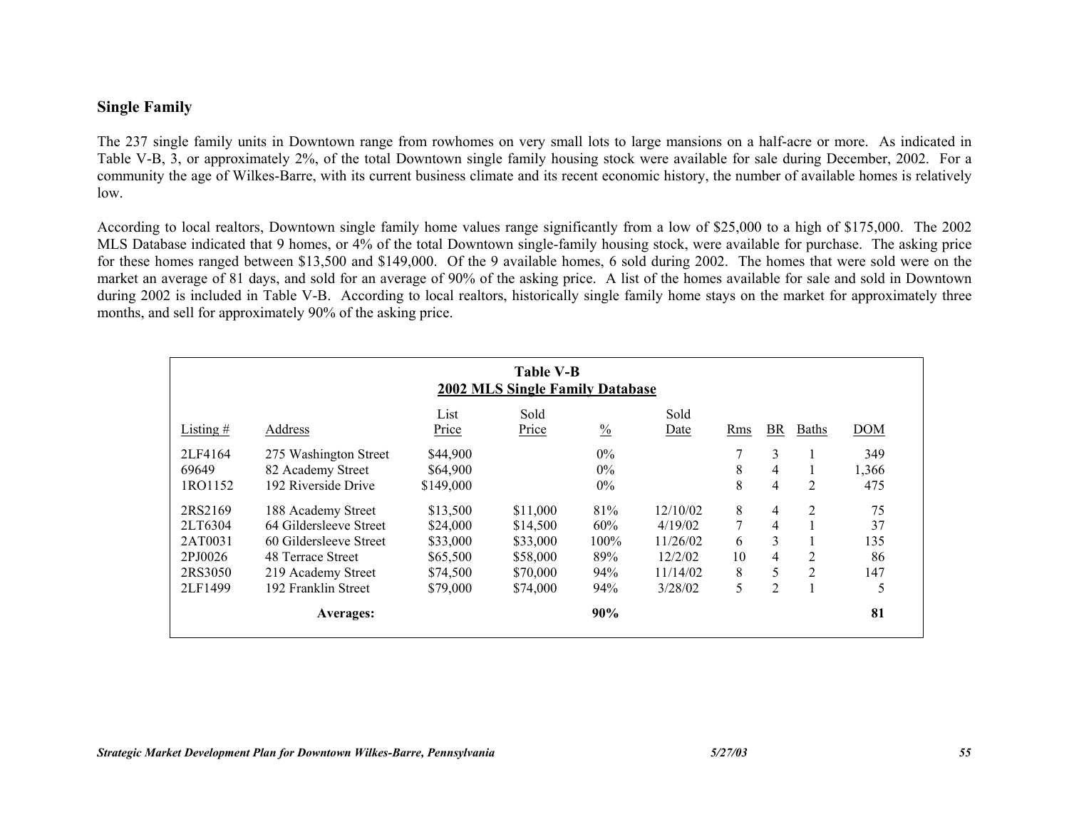## Single Family

The 237 single family units in Downtown range from rowhomes on very small lots to large mansions on a half-acre or more. As indicated in Table V-B, 3, or approximately 2%, of the total Downtown single family housing stock were available for sale during December, 2002. For a community the age of Wilkes-Barre, with its current business climate and its recent economic history, the number of available homes is relatively low.

According to local realtors, Downtown single family home values range significantly from a low of $25,000 to a high of $175,000. The 2002 MLS Database indicated that 9 homes, or 4% of the total Downtown single-family housing stock, were available for purchase. The asking price for these homes ranged between $13,500 and $149,000. Of the 9 available homes, 6 sold during 2002. The homes that were sold were on the market an average of 81 days, and sold for an average of 90% of the asking price. A list of the homes available for sale and sold in Downtown during 2002 is included in Table V-B. According to local realtors, historically single family home stays on the market for approximately three months, and sell for approximately 90% of the asking price.

**Table V-B**
**2002 MLS Single Family Database**

| Listing # | Address | List Price | Sold Price | % | Sold Date | Rms | BR | Baths | DOM |
|---|---|---|---|---|---|---|---|---|---|
| 2LF4164 | 275 Washington Street | $44,900 | | 0% | | 7 | 3 | 1 | 349 |
| 69649 | 82 Academy Street | $64,900 | | 0% | | 8 | 4 | 1 | 1,366 |
| 1RO1152 | 192 Riverside Drive | $149,000 | | 0% | | 8 | 4 | 2 | 475 |
| 2RS2169 | 188 Academy Street | $13,500 | $11,000 | 81% | 12/10/02 | 8 | 4 | 2 | 75 |
| 2LT6304 | 64 Gildersleeve Street | $24,000 | $14,500 | 60% | 4/19/02 | 7 | 4 | 1 | 37 |
| 2AT0031 | 60 Gildersleeve Street | $33,000 | $33,000 | 100% | 11/26/02 | 6 | 3 | 1 | 135 |
| 2PJ0026 | 48 Terrace Street | $65,500 | $58,000 | 89% | 12/2/02 | 10 | 4 | 2 | 86 |
| 2RS3050 | 219 Academy Street | $74,500 | $70,000 | 94% | 11/14/02 | 8 | 5 | 2 | 147 |
| 2LF1499 | 192 Franklin Street | $79,000 | $74,000 | 94% | 3/28/02 | 5 | 2 | 1 | 5 |
| | **Averages:** | | | **90%** | | | | | **81** |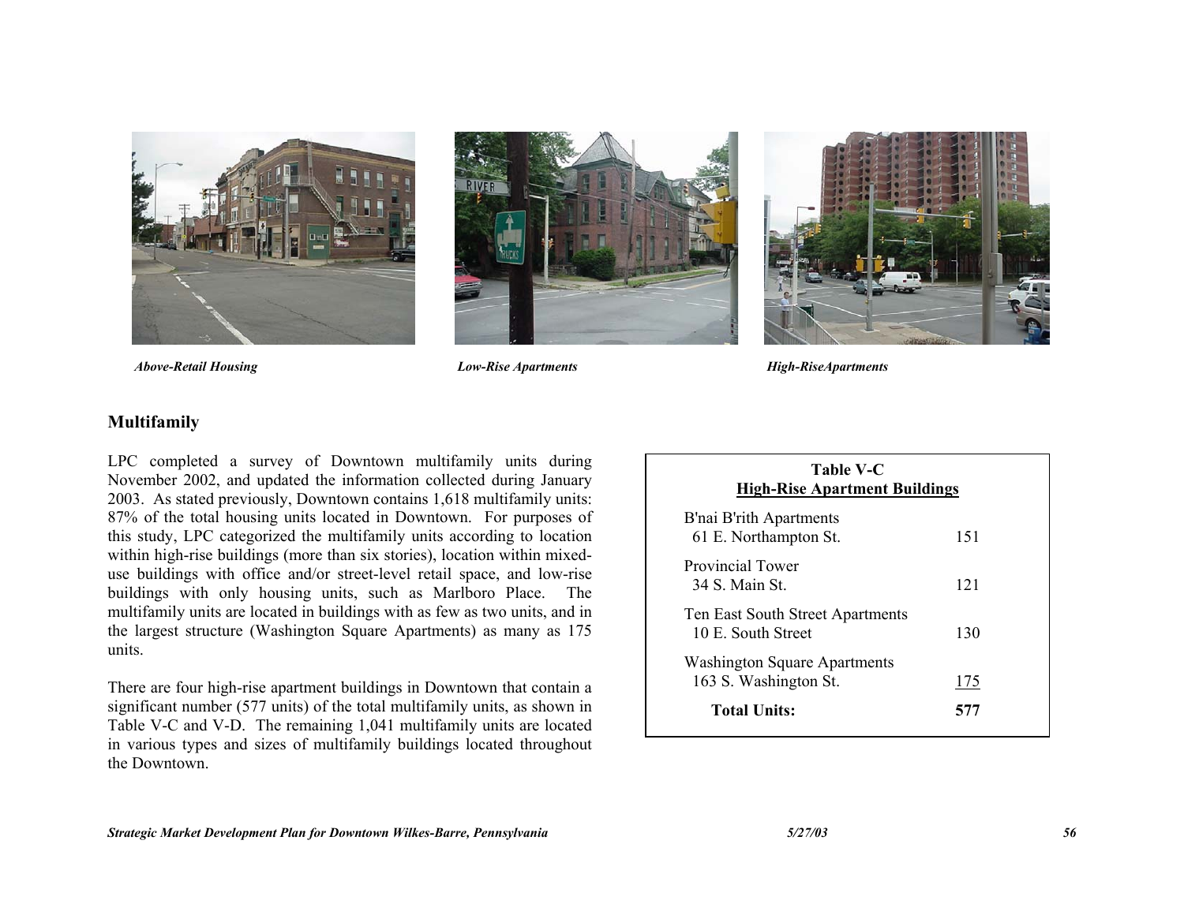*Above-Retail Housing*

*Low-Rise Apartments*

*High-RiseApartments*

## Multifamily

LPC completed a survey of Downtown multifamily units during November 2002, and updated the information collected during January 2003. As stated previously, Downtown contains 1,618 multifamily units: 87% of the total housing units located in Downtown. For purposes of this study, LPC categorized the multifamily units according to location within high-rise buildings (more than six stories), location within mixed-use buildings with office and/or street-level retail space, and low-rise buildings with only housing units, such as Marlboro Place. The multifamily units are located in buildings with as few as two units, and in the largest structure (Washington Square Apartments) as many as 175 units.

There are four high-rise apartment buildings in Downtown that contain a significant number (577 units) of the total multifamily units, as shown in Table V-C and V-D. The remaining 1,041 multifamily units are located in various types and sizes of multifamily buildings located throughout the Downtown.

**Table V-C**
**High-Rise Apartment Buildings**

| Building | Units |
|---|---|
| B'nai B'rith Apartments<br>61 E. Northampton St. | 151 |
| Provincial Tower<br>34 S. Main St. | 121 |
| Ten East South Street Apartments<br>10 E. South Street | 130 |
| Washington Square Apartments<br>163 S. Washington St. | 175 |
| **Total Units:** | **577** |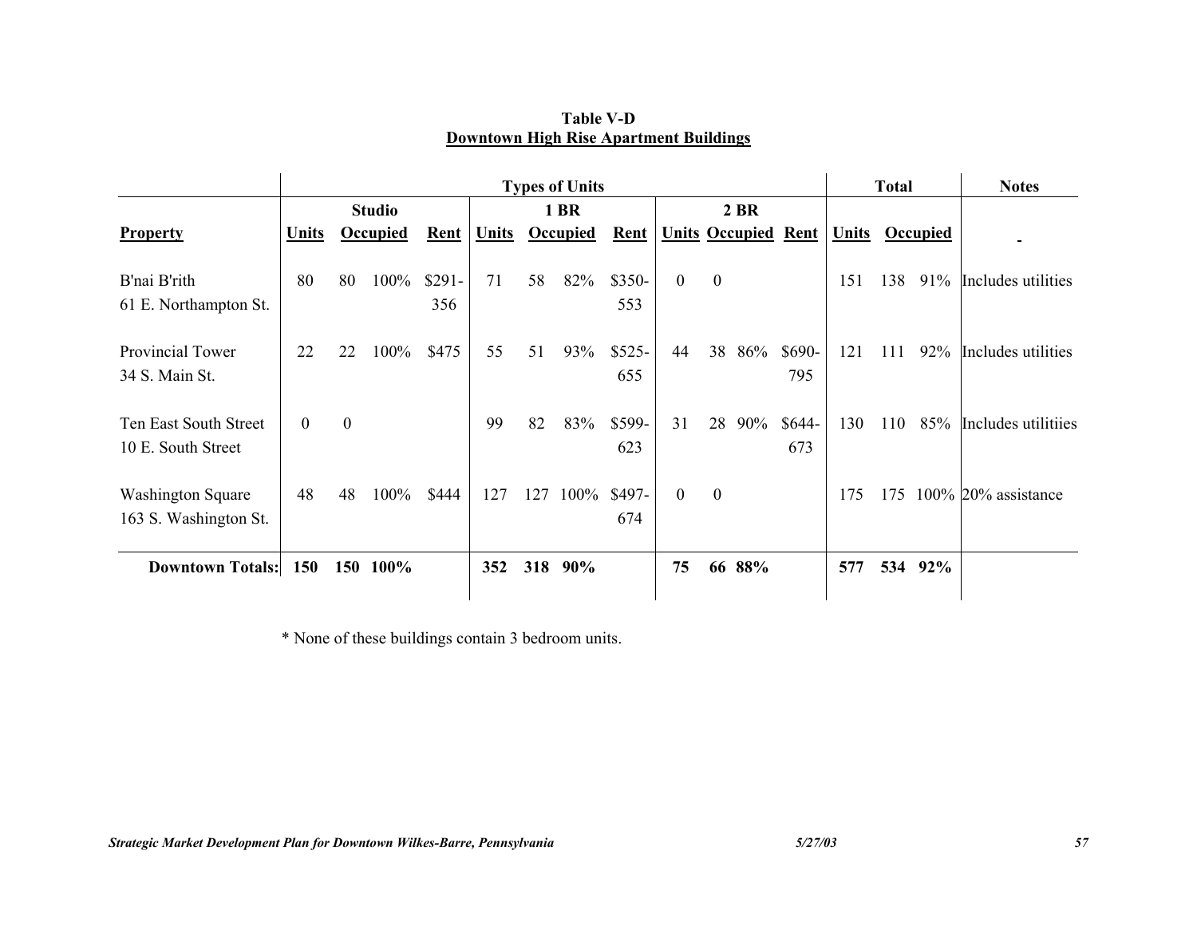**Table V-D**
**Downtown High Rise Apartment Buildings**

| | Types of Units | | | | | | | | | | | | | | | | | Total | | | Notes |
|---|---|---|---|---|---|---|---|---|---|---|---|---|---|---|---|---|---|---|---|---|---|
| | Studio | | | | | 1 BR | | | | | 2 BR | | | | | | | | | | |
| **Property** | **Units** | **Occupied** | | **Rent** | **Units** | **Occupied** | | **Rent** | **Units** | **Occupied** | | **Rent** | **Units** | **Occupied** | | | |
| B'nai B'rith 61 E. Northampton St. | 80 | 80 | 100% | $291-356 | 71 | 58 | 82% | $350-553 | 0 | 0 | | | 151 | 138 | 91% | Includes utilities |
| Provincial Tower 34 S. Main St. | 22 | 22 | 100% | $475 | 55 | 51 | 93% | $525-655 | 44 | 38 | 86% | $690-795 | 121 | 111 | 92% | Includes utilities |
| Ten East South Street 10 E. South Street | 0 | 0 | | | 99 | 82 | 83% | $599-623 | 31 | 28 | 90% | $644-673 | 130 | 110 | 85% | Includes utilitiies |
| Washington Square 163 S. Washington St. | 48 | 48 | 100% | $444 | 127 | 127 | 100% | $497-674 | 0 | 0 | | | 175 | 175 | 100% | 20% assistance |
| **Downtown Totals:** | **150** | **150** | **100%** | | **352** | **318** | **90%** | | **75** | **66** | **88%** | | **577** | **534** | **92%** | |

\* None of these buildings contain 3 bedroom units.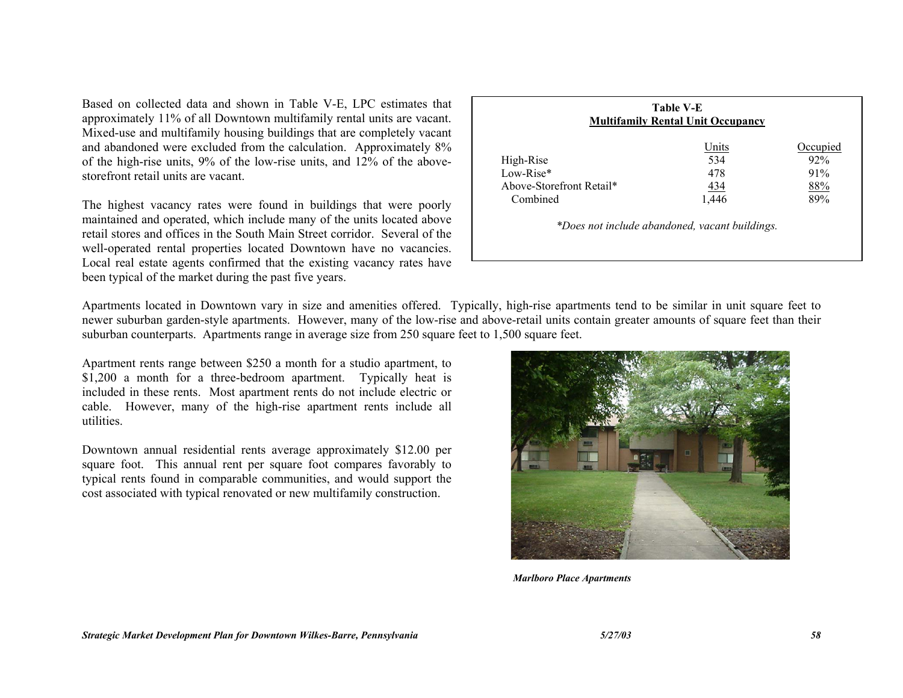Based on collected data and shown in Table V-E, LPC estimates that approximately 11% of all Downtown multifamily rental units are vacant. Mixed-use and multifamily housing buildings that are completely vacant and abandoned were excluded from the calculation. Approximately 8% of the high-rise units, 9% of the low-rise units, and 12% of the above-storefront retail units are vacant.

**Table V-E**
**Multifamily Rental Unit Occupancy**

| | Units | Occupied |
|---|---|---|
| High-Rise | 534 | 92% |
| Low-Rise* | 478 | 91% |
| Above-Storefront Retail* | 434 | 88% |
| Combined | 1,446 | 89% |

*\*Does not include abandoned, vacant buildings.*

The highest vacancy rates were found in buildings that were poorly maintained and operated, which include many of the units located above retail stores and offices in the South Main Street corridor. Several of the well-operated rental properties located Downtown have no vacancies. Local real estate agents confirmed that the existing vacancy rates have been typical of the market during the past five years.

Apartments located in Downtown vary in size and amenities offered. Typically, high-rise apartments tend to be similar in unit square feet to newer suburban garden-style apartments. However, many of the low-rise and above-retail units contain greater amounts of square feet than their suburban counterparts. Apartments range in average size from 250 square feet to 1,500 square feet.

Apartment rents range between $250 a month for a studio apartment, to $1,200 a month for a three-bedroom apartment. Typically heat is included in these rents. Most apartment rents do not include electric or cable. However, many of the high-rise apartment rents include all utilities.

Downtown annual residential rents average approximately $12.00 per square foot. This annual rent per square foot compares favorably to typical rents found in comparable communities, and would support the cost associated with typical renovated or new multifamily construction.

***Marlboro Place Apartments***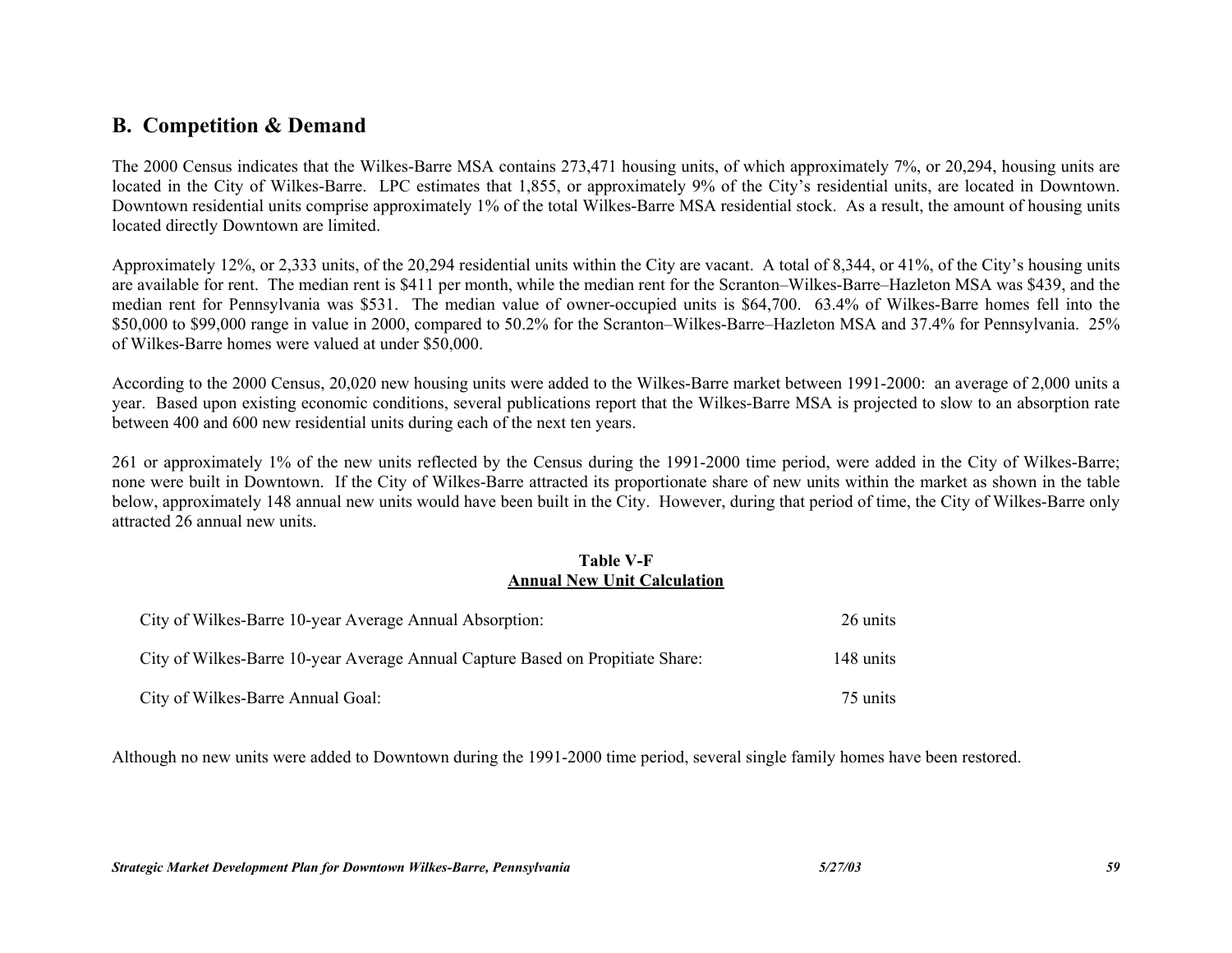## B. Competition & Demand

The 2000 Census indicates that the Wilkes-Barre MSA contains 273,471 housing units, of which approximately 7%, or 20,294, housing units are located in the City of Wilkes-Barre. LPC estimates that 1,855, or approximately 9% of the City's residential units, are located in Downtown. Downtown residential units comprise approximately 1% of the total Wilkes-Barre MSA residential stock. As a result, the amount of housing units located directly Downtown are limited.

Approximately 12%, or 2,333 units, of the 20,294 residential units within the City are vacant. A total of 8,344, or 41%, of the City's housing units are available for rent. The median rent is $411 per month, while the median rent for the Scranton–Wilkes-Barre–Hazleton MSA was $439, and the median rent for Pennsylvania was $531. The median value of owner-occupied units is $64,700. 63.4% of Wilkes-Barre homes fell into the $50,000 to $99,000 range in value in 2000, compared to 50.2% for the Scranton–Wilkes-Barre–Hazleton MSA and 37.4% for Pennsylvania. 25% of Wilkes-Barre homes were valued at under $50,000.

According to the 2000 Census, 20,020 new housing units were added to the Wilkes-Barre market between 1991-2000: an average of 2,000 units a year. Based upon existing economic conditions, several publications report that the Wilkes-Barre MSA is projected to slow to an absorption rate between 400 and 600 new residential units during each of the next ten years.

261 or approximately 1% of the new units reflected by the Census during the 1991-2000 time period, were added in the City of Wilkes-Barre; none were built in Downtown. If the City of Wilkes-Barre attracted its proportionate share of new units within the market as shown in the table below, approximately 148 annual new units would have been built in the City. However, during that period of time, the City of Wilkes-Barre only attracted 26 annual new units.

**Table V-F**
**Annual New Unit Calculation**

| | |
|---|---|
| City of Wilkes-Barre 10-year Average Annual Absorption: | 26 units |
| City of Wilkes-Barre 10-year Average Annual Capture Based on Propitiate Share: | 148 units |
| City of Wilkes-Barre Annual Goal: | 75 units |

Although no new units were added to Downtown during the 1991-2000 time period, several single family homes have been restored.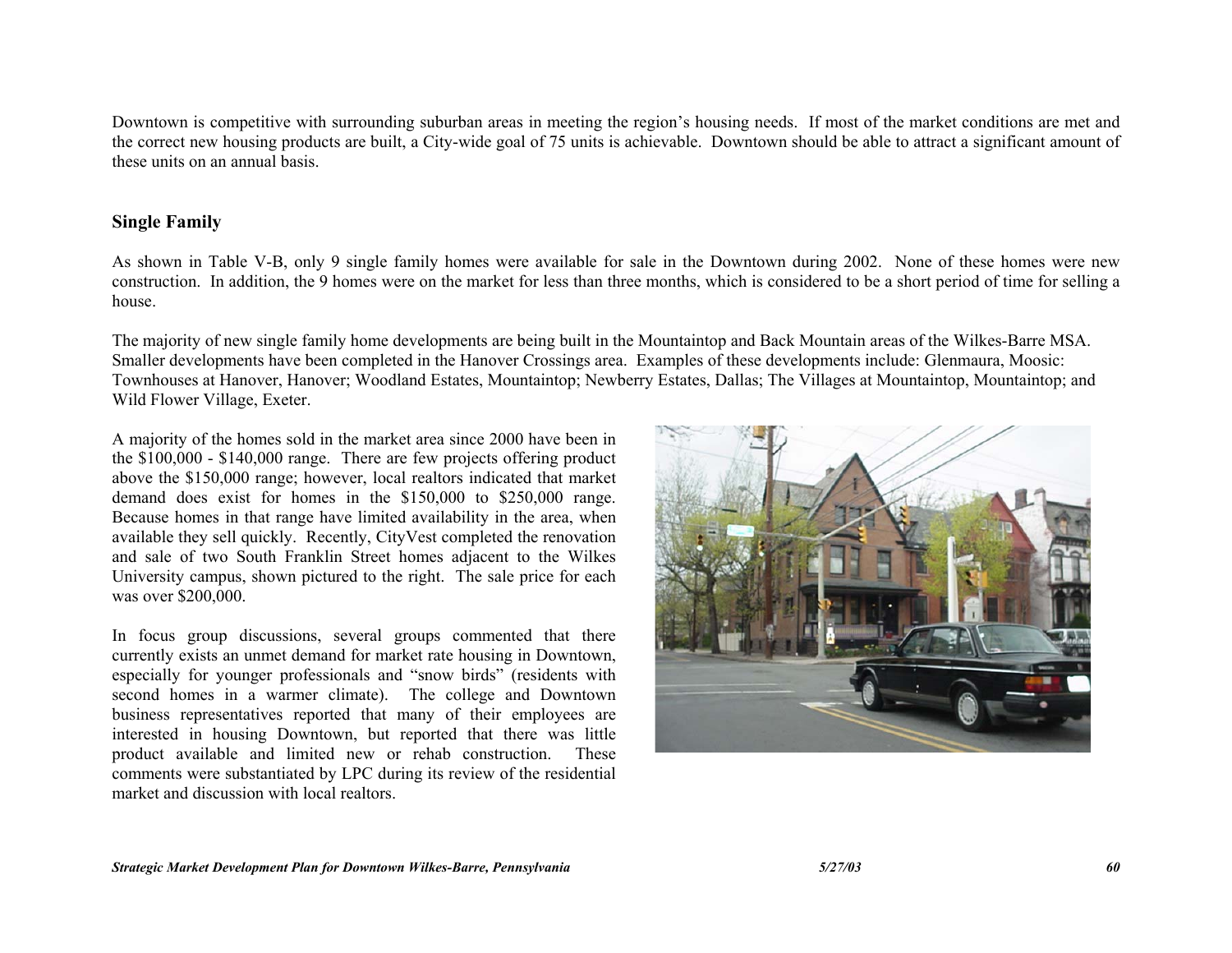Downtown is competitive with surrounding suburban areas in meeting the region's housing needs. If most of the market conditions are met and the correct new housing products are built, a City-wide goal of 75 units is achievable. Downtown should be able to attract a significant amount of these units on an annual basis.

### Single Family

As shown in Table V-B, only 9 single family homes were available for sale in the Downtown during 2002. None of these homes were new construction. In addition, the 9 homes were on the market for less than three months, which is considered to be a short period of time for selling a house.

The majority of new single family home developments are being built in the Mountaintop and Back Mountain areas of the Wilkes-Barre MSA. Smaller developments have been completed in the Hanover Crossings area. Examples of these developments include: Glenmaura, Moosic: Townhouses at Hanover, Hanover; Woodland Estates, Mountaintop; Newberry Estates, Dallas; The Villages at Mountaintop, Mountaintop; and Wild Flower Village, Exeter.

A majority of the homes sold in the market area since 2000 have been in the $100,000 - $140,000 range. There are few projects offering product above the $150,000 range; however, local realtors indicated that market demand does exist for homes in the $150,000 to $250,000 range. Because homes in that range have limited availability in the area, when available they sell quickly. Recently, CityVest completed the renovation and sale of two South Franklin Street homes adjacent to the Wilkes University campus, shown pictured to the right. The sale price for each was over $200,000.

In focus group discussions, several groups commented that there currently exists an unmet demand for market rate housing in Downtown, especially for younger professionals and "snow birds" (residents with second homes in a warmer climate). The college and Downtown business representatives reported that many of their employees are interested in housing Downtown, but reported that there was little product available and limited new or rehab construction. These comments were substantiated by LPC during its review of the residential market and discussion with local realtors.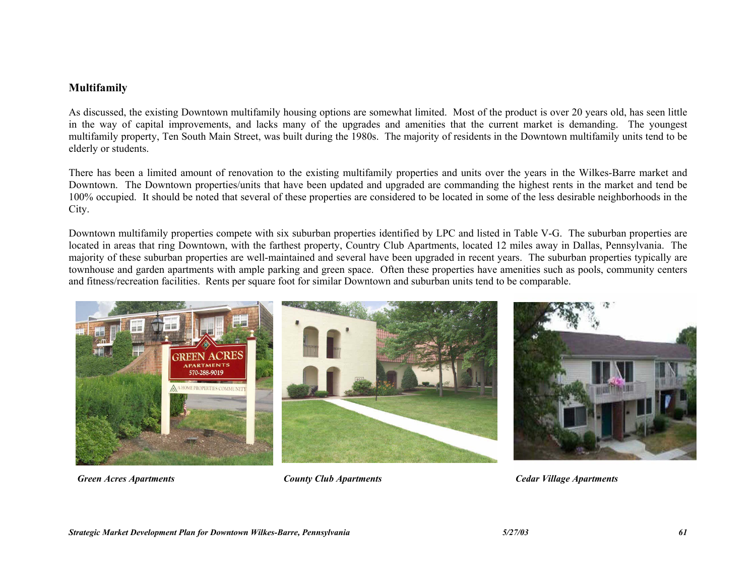## Multifamily

As discussed, the existing Downtown multifamily housing options are somewhat limited. Most of the product is over 20 years old, has seen little in the way of capital improvements, and lacks many of the upgrades and amenities that the current market is demanding. The youngest multifamily property, Ten South Main Street, was built during the 1980s. The majority of residents in the Downtown multifamily units tend to be elderly or students.

There has been a limited amount of renovation to the existing multifamily properties and units over the years in the Wilkes-Barre market and Downtown. The Downtown properties/units that have been updated and upgraded are commanding the highest rents in the market and tend be 100% occupied. It should be noted that several of these properties are considered to be located in some of the less desirable neighborhoods in the City.

Downtown multifamily properties compete with six suburban properties identified by LPC and listed in Table V-G. The suburban properties are located in areas that ring Downtown, with the farthest property, Country Club Apartments, located 12 miles away in Dallas, Pennsylvania. The majority of these suburban properties are well-maintained and several have been upgraded in recent years. The suburban properties typically are townhouse and garden apartments with ample parking and green space. Often these properties have amenities such as pools, community centers and fitness/recreation facilities. Rents per square foot for similar Downtown and suburban units tend to be comparable.

*Green Acres Apartments*

*County Club Apartments*

*Cedar Village Apartments*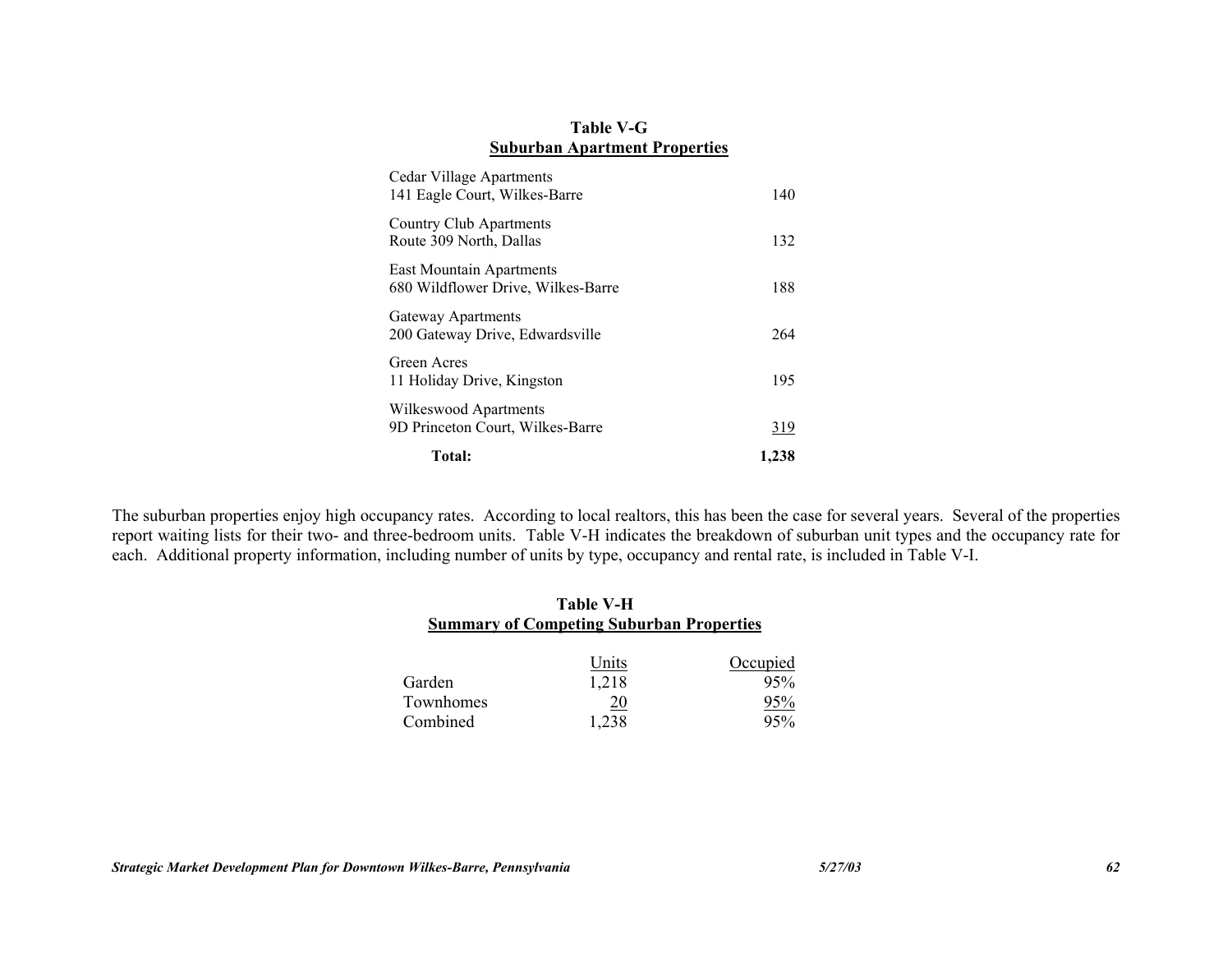**Table V-G**
**Suburban Apartment Properties**

| Property | Units |
|---|---|
| Cedar Village Apartments<br>141 Eagle Court, Wilkes-Barre | 140 |
| Country Club Apartments<br>Route 309 North, Dallas | 132 |
| East Mountain Apartments<br>680 Wildflower Drive, Wilkes-Barre | 188 |
| Gateway Apartments<br>200 Gateway Drive, Edwardsville | 264 |
| Green Acres<br>11 Holiday Drive, Kingston | 195 |
| Wilkeswood Apartments<br>9D Princeton Court, Wilkes-Barre | 319 |
| **Total:** | **1,238** |

The suburban properties enjoy high occupancy rates. According to local realtors, this has been the case for several years. Several of the properties report waiting lists for their two- and three-bedroom units. Table V-H indicates the breakdown of suburban unit types and the occupancy rate for each. Additional property information, including number of units by type, occupancy and rental rate, is included in Table V-I.

**Table V-H**
**Summary of Competing Suburban Properties**

| | Units | Occupied |
|---|---|---|
| Garden | 1,218 | 95% |
| Townhomes | 20 | 95% |
| Combined | 1,238 | 95% |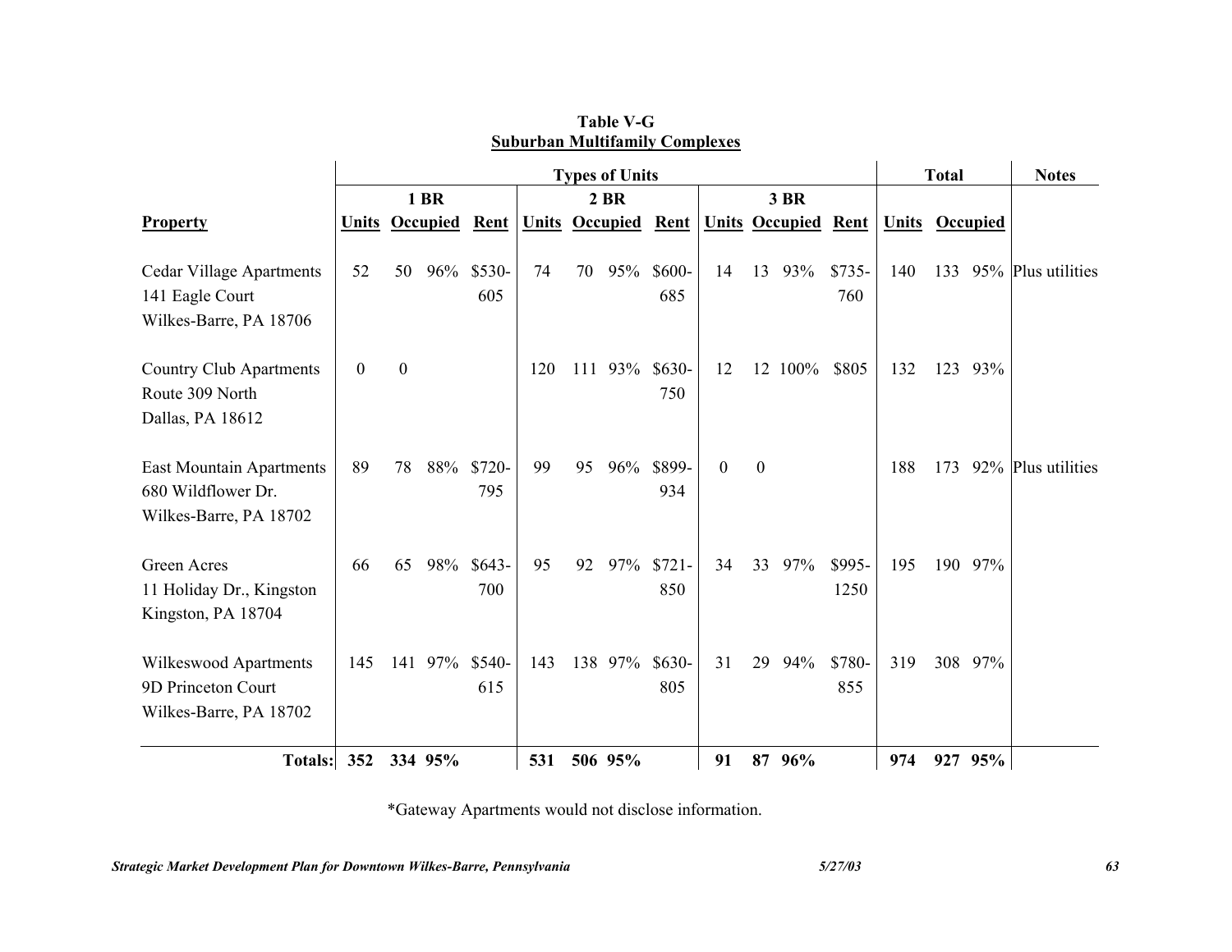**Table V-G**
**Suburban Multifamily Complexes**

| | Types of Units | | | | | | | | | | | | Total | | | Notes |
|---|---|---|---|---|---|---|---|---|---|---|---|---|---|---|---|---|
| | 1 BR | | | | 2 BR | | | | 3 BR | | | | | | | |
| **Property** | **Units** | **Occupied** | | **Rent** | **Units** | **Occupied** | | **Rent** | **Units** | **Occupied** | | **Rent** | **Units** | **Occupied** | | |
| Cedar Village Apartments<br>141 Eagle Court<br>Wilkes-Barre, PA 18706 | 52 | 50 | 96% | \$530-605 | 74 | 70 | 95% | \$600-685 | 14 | 13 | 93% | \$735-760 | 140 | 133 | 95% | Plus utilities |
| Country Club Apartments<br>Route 309 North<br>Dallas, PA 18612 | 0 | 0 | | | 120 | 111 | 93% | \$630-750 | 12 | 12 | 100% | \$805 | 132 | 123 | 93% | |
| East Mountain Apartments<br>680 Wildflower Dr.<br>Wilkes-Barre, PA 18702 | 89 | 78 | 88% | \$720-795 | 99 | 95 | 96% | \$899-934 | 0 | 0 | | | 188 | 173 | 92% | Plus utilities |
| Green Acres<br>11 Holiday Dr., Kingston<br>Kingston, PA 18704 | 66 | 65 | 98% | \$643-700 | 95 | 92 | 97% | \$721-850 | 34 | 33 | 97% | \$995-1250 | 195 | 190 | 97% | |
| Wilkeswood Apartments<br>9D Princeton Court<br>Wilkes-Barre, PA 18702 | 145 | 141 | 97% | \$540-615 | 143 | 138 | 97% | \$630-805 | 31 | 29 | 94% | \$780-855 | 319 | 308 | 97% | |
| **Totals:** | **352** | **334** | **95%** | | **531** | **506** | **95%** | | **91** | **87** | **96%** | | **974** | **927** | **95%** | |

*Gateway Apartments would not disclose information.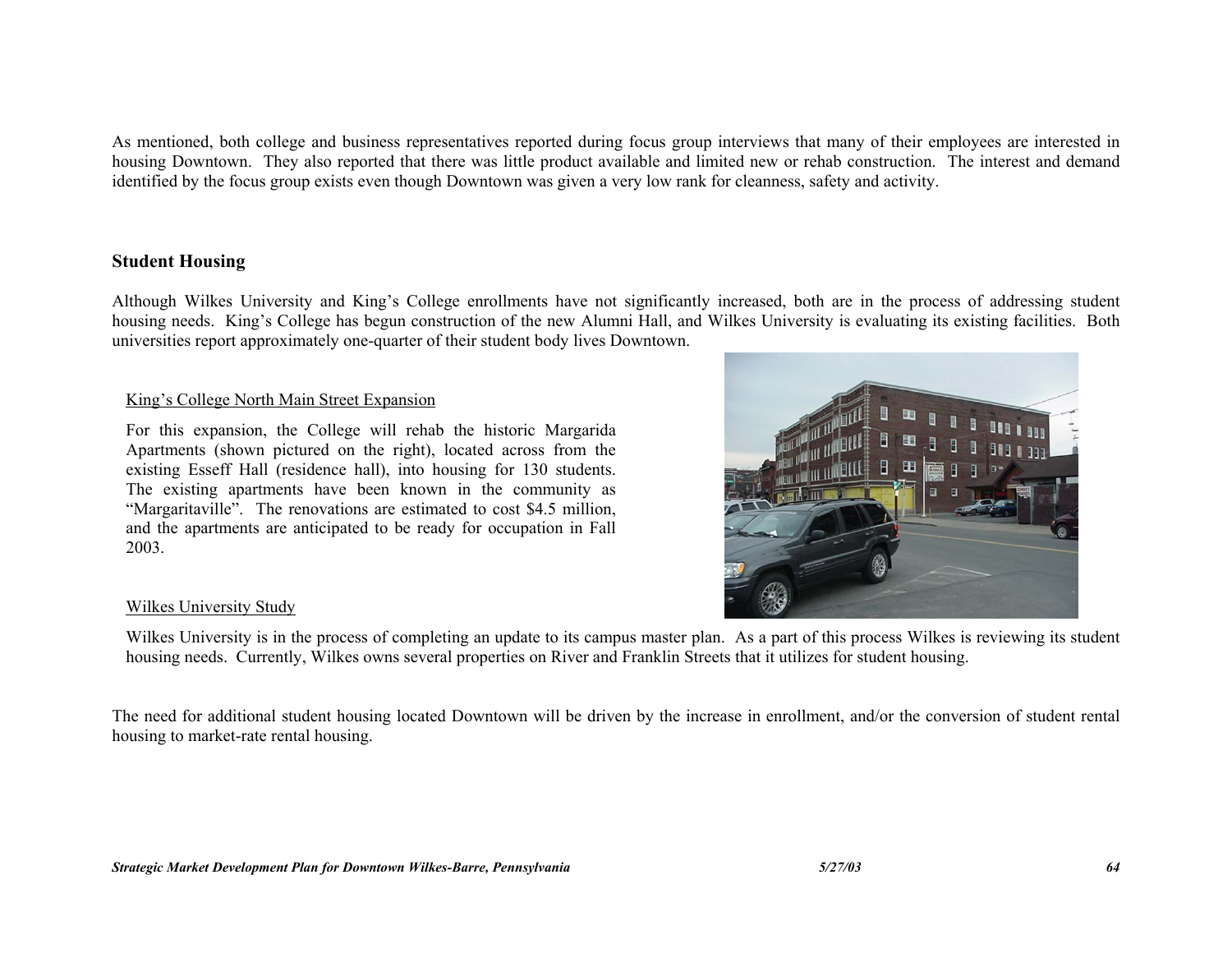As mentioned, both college and business representatives reported during focus group interviews that many of their employees are interested in housing Downtown. They also reported that there was little product available and limited new or rehab construction. The interest and demand identified by the focus group exists even though Downtown was given a very low rank for cleanness, safety and activity.

## Student Housing

Although Wilkes University and King's College enrollments have not significantly increased, both are in the process of addressing student housing needs. King's College has begun construction of the new Alumni Hall, and Wilkes University is evaluating its existing facilities. Both universities report approximately one-quarter of their student body lives Downtown.

### King's College North Main Street Expansion

For this expansion, the College will rehab the historic Margarida Apartments (shown pictured on the right), located across from the existing Esseff Hall (residence hall), into housing for 130 students. The existing apartments have been known in the community as "Margaritaville". The renovations are estimated to cost $4.5 million, and the apartments are anticipated to be ready for occupation in Fall 2003.

### Wilkes University Study

Wilkes University is in the process of completing an update to its campus master plan. As a part of this process Wilkes is reviewing its student housing needs. Currently, Wilkes owns several properties on River and Franklin Streets that it utilizes for student housing.

The need for additional student housing located Downtown will be driven by the increase in enrollment, and/or the conversion of student rental housing to market-rate rental housing.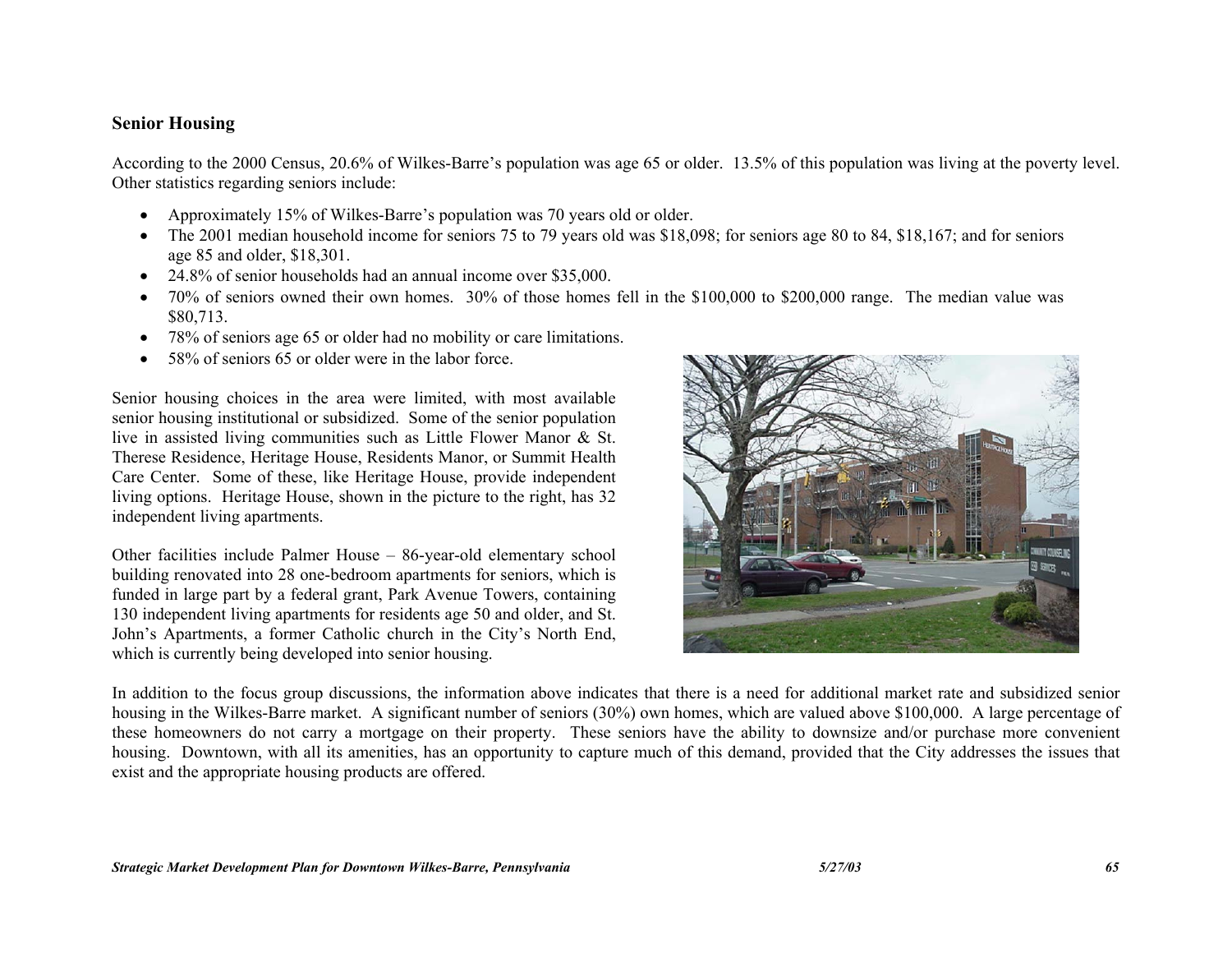## Senior Housing

According to the 2000 Census, 20.6% of Wilkes-Barre's population was age 65 or older. 13.5% of this population was living at the poverty level. Other statistics regarding seniors include:

- Approximately 15% of Wilkes-Barre's population was 70 years old or older.
- The 2001 median household income for seniors 75 to 79 years old was $18,098; for seniors age 80 to 84, $18,167; and for seniors age 85 and older, $18,301.
- 24.8% of senior households had an annual income over $35,000.
- 70% of seniors owned their own homes. 30% of those homes fell in the $100,000 to $200,000 range. The median value was $80,713.
- 78% of seniors age 65 or older had no mobility or care limitations.
- 58% of seniors 65 or older were in the labor force.

Senior housing choices in the area were limited, with most available senior housing institutional or subsidized. Some of the senior population live in assisted living communities such as Little Flower Manor & St. Therese Residence, Heritage House, Residents Manor, or Summit Health Care Center. Some of these, like Heritage House, provide independent living options. Heritage House, shown in the picture to the right, has 32 independent living apartments.

Other facilities include Palmer House – 86-year-old elementary school building renovated into 28 one-bedroom apartments for seniors, which is funded in large part by a federal grant, Park Avenue Towers, containing 130 independent living apartments for residents age 50 and older, and St. John's Apartments, a former Catholic church in the City's North End, which is currently being developed into senior housing.

In addition to the focus group discussions, the information above indicates that there is a need for additional market rate and subsidized senior housing in the Wilkes-Barre market. A significant number of seniors (30%) own homes, which are valued above $100,000. A large percentage of these homeowners do not carry a mortgage on their property. These seniors have the ability to downsize and/or purchase more convenient housing. Downtown, with all its amenities, has an opportunity to capture much of this demand, provided that the City addresses the issues that exist and the appropriate housing products are offered.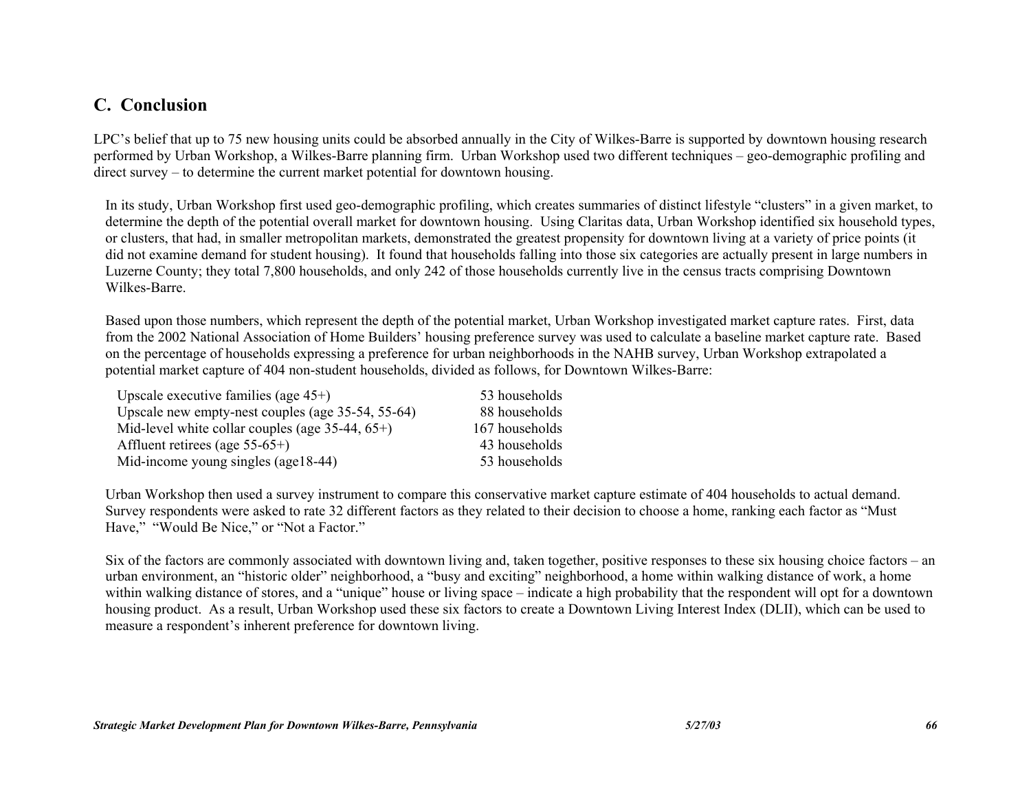## C. Conclusion

LPC's belief that up to 75 new housing units could be absorbed annually in the City of Wilkes-Barre is supported by downtown housing research performed by Urban Workshop, a Wilkes-Barre planning firm. Urban Workshop used two different techniques – geo-demographic profiling and direct survey – to determine the current market potential for downtown housing.

In its study, Urban Workshop first used geo-demographic profiling, which creates summaries of distinct lifestyle "clusters" in a given market, to determine the depth of the potential overall market for downtown housing. Using Claritas data, Urban Workshop identified six household types, or clusters, that had, in smaller metropolitan markets, demonstrated the greatest propensity for downtown living at a variety of price points (it did not examine demand for student housing). It found that households falling into those six categories are actually present in large numbers in Luzerne County; they total 7,800 households, and only 242 of those households currently live in the census tracts comprising Downtown Wilkes-Barre.

Based upon those numbers, which represent the depth of the potential market, Urban Workshop investigated market capture rates. First, data from the 2002 National Association of Home Builders' housing preference survey was used to calculate a baseline market capture rate. Based on the percentage of households expressing a preference for urban neighborhoods in the NAHB survey, Urban Workshop extrapolated a potential market capture of 404 non-student households, divided as follows, for Downtown Wilkes-Barre:

| | |
|---|---|
| Upscale executive families (age 45+) | 53 households |
| Upscale new empty-nest couples (age 35-54, 55-64) | 88 households |
| Mid-level white collar couples (age 35-44, 65+) | 167 households |
| Affluent retirees (age 55-65+) | 43 households |
| Mid-income young singles (age18-44) | 53 households |

Urban Workshop then used a survey instrument to compare this conservative market capture estimate of 404 households to actual demand. Survey respondents were asked to rate 32 different factors as they related to their decision to choose a home, ranking each factor as "Must Have," "Would Be Nice," or "Not a Factor."

Six of the factors are commonly associated with downtown living and, taken together, positive responses to these six housing choice factors – an urban environment, an "historic older" neighborhood, a "busy and exciting" neighborhood, a home within walking distance of work, a home within walking distance of stores, and a "unique" house or living space – indicate a high probability that the respondent will opt for a downtown housing product. As a result, Urban Workshop used these six factors to create a Downtown Living Interest Index (DLII), which can be used to measure a respondent's inherent preference for downtown living.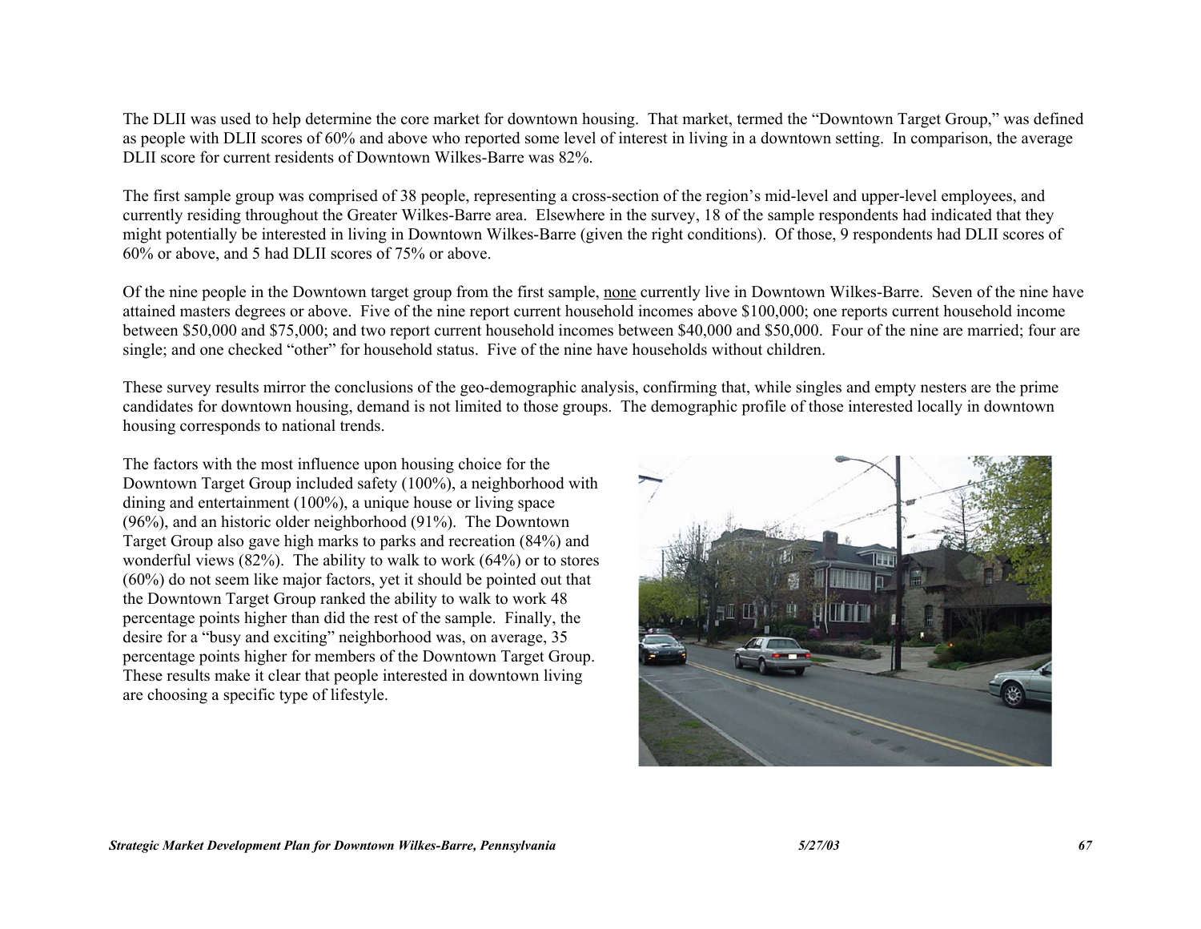The DLII was used to help determine the core market for downtown housing. That market, termed the "Downtown Target Group," was defined as people with DLII scores of 60% and above who reported some level of interest in living in a downtown setting. In comparison, the average DLII score for current residents of Downtown Wilkes-Barre was 82%.

The first sample group was comprised of 38 people, representing a cross-section of the region's mid-level and upper-level employees, and currently residing throughout the Greater Wilkes-Barre area. Elsewhere in the survey, 18 of the sample respondents had indicated that they might potentially be interested in living in Downtown Wilkes-Barre (given the right conditions). Of those, 9 respondents had DLII scores of 60% or above, and 5 had DLII scores of 75% or above.

Of the nine people in the Downtown target group from the first sample, none currently live in Downtown Wilkes-Barre. Seven of the nine have attained masters degrees or above. Five of the nine report current household incomes above $100,000; one reports current household income between $50,000 and $75,000; and two report current household incomes between $40,000 and $50,000. Four of the nine are married; four are single; and one checked "other" for household status. Five of the nine have households without children.

These survey results mirror the conclusions of the geo-demographic analysis, confirming that, while singles and empty nesters are the prime candidates for downtown housing, demand is not limited to those groups. The demographic profile of those interested locally in downtown housing corresponds to national trends.

The factors with the most influence upon housing choice for the Downtown Target Group included safety (100%), a neighborhood with dining and entertainment (100%), a unique house or living space (96%), and an historic older neighborhood (91%). The Downtown Target Group also gave high marks to parks and recreation (84%) and wonderful views (82%). The ability to walk to work (64%) or to stores (60%) do not seem like major factors, yet it should be pointed out that the Downtown Target Group ranked the ability to walk to work 48 percentage points higher than did the rest of the sample. Finally, the desire for a "busy and exciting" neighborhood was, on average, 35 percentage points higher for members of the Downtown Target Group. These results make it clear that people interested in downtown living are choosing a specific type of lifestyle.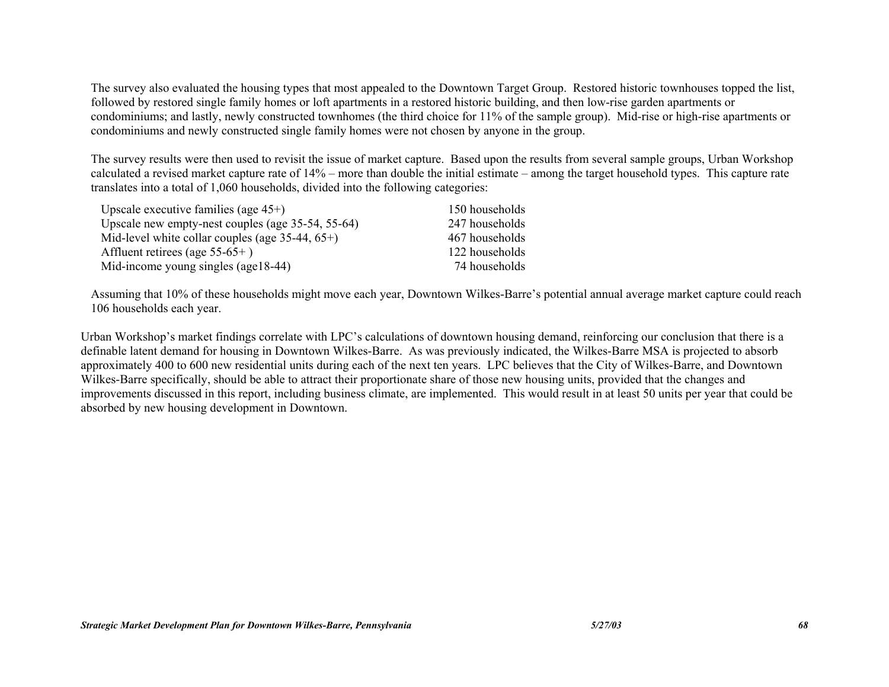The survey also evaluated the housing types that most appealed to the Downtown Target Group. Restored historic townhouses topped the list, followed by restored single family homes or loft apartments in a restored historic building, and then low-rise garden apartments or condominiums; and lastly, newly constructed townhomes (the third choice for 11% of the sample group). Mid-rise or high-rise apartments or condominiums and newly constructed single family homes were not chosen by anyone in the group.

The survey results were then used to revisit the issue of market capture. Based upon the results from several sample groups, Urban Workshop calculated a revised market capture rate of 14% – more than double the initial estimate – among the target household types. This capture rate translates into a total of 1,060 households, divided into the following categories:

| | |
|---|---|
| Upscale executive families (age 45+) | 150 households |
| Upscale new empty-nest couples (age 35-54, 55-64) | 247 households |
| Mid-level white collar couples (age 35-44, 65+) | 467 households |
| Affluent retirees (age 55-65+ ) | 122 households |
| Mid-income young singles (age18-44) | 74 households |

Assuming that 10% of these households might move each year, Downtown Wilkes-Barre's potential annual average market capture could reach 106 households each year.

Urban Workshop's market findings correlate with LPC's calculations of downtown housing demand, reinforcing our conclusion that there is a definable latent demand for housing in Downtown Wilkes-Barre. As was previously indicated, the Wilkes-Barre MSA is projected to absorb approximately 400 to 600 new residential units during each of the next ten years. LPC believes that the City of Wilkes-Barre, and Downtown Wilkes-Barre specifically, should be able to attract their proportionate share of those new housing units, provided that the changes and improvements discussed in this report, including business climate, are implemented. This would result in at least 50 units per year that could be absorbed by new housing development in Downtown.